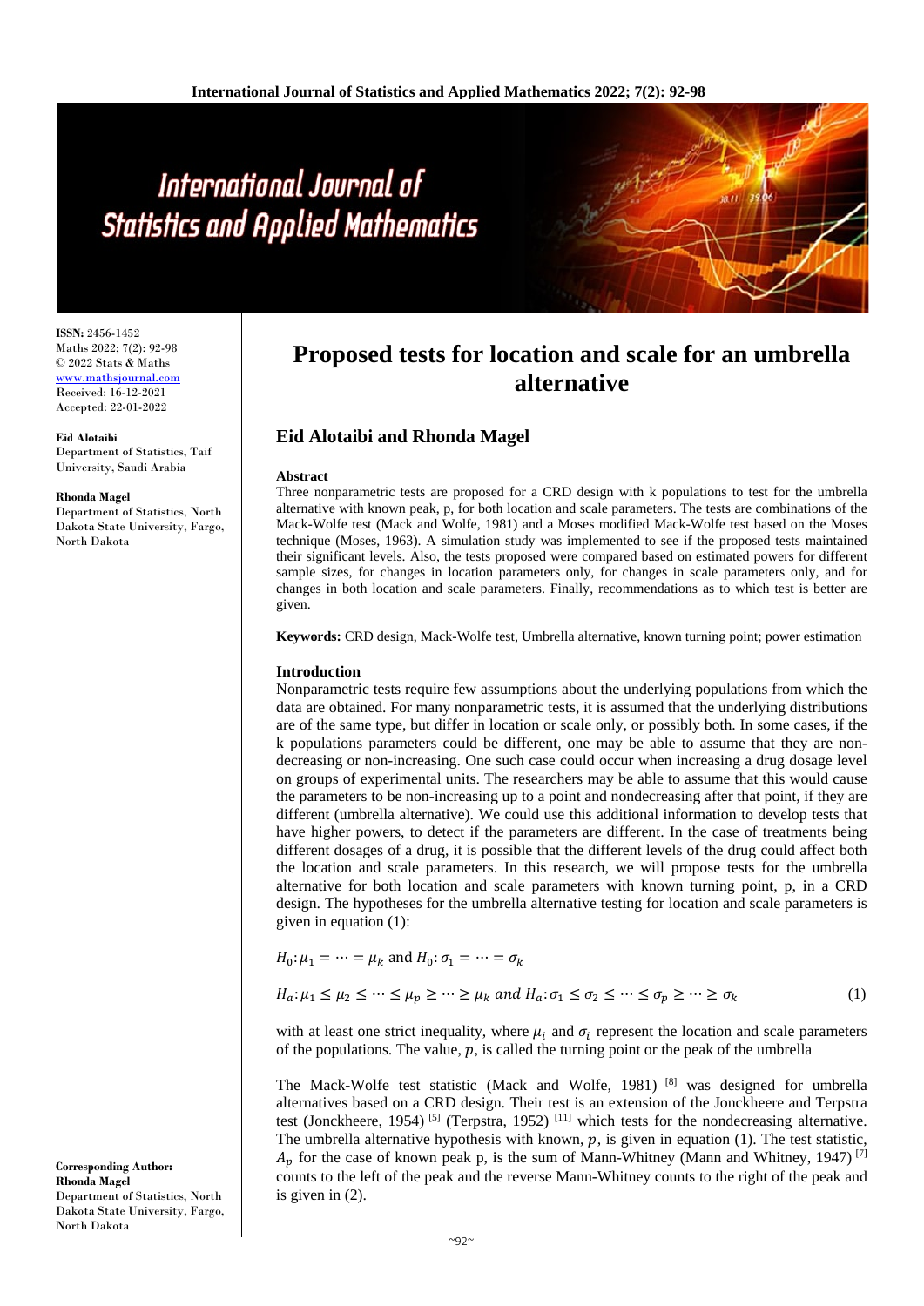# Proposed tests for location and scale for an umbrella alternative

## Eid Alotaibi and Rhonda Magel

ISSN: 2456-1452
Maths 2022; 7(2): 92-98
© 2022 Stats & Maths
www.mathsjournal.com
Received: 16-12-2021
Accepted: 22-01-2022

**Eid Alotaibi**
Department of Statistics, Taif University, Saudi Arabia

**Rhonda Magel**
Department of Statistics, North Dakota State University, Fargo, North Dakota

**Corresponding Author:**
**Rhonda Magel**
Department of Statistics, North Dakota State University, Fargo, North Dakota

### Abstract

Three nonparametric tests are proposed for a CRD design with k populations to test for the umbrella alternative with known peak, p, for both location and scale parameters. The tests are combinations of the Mack-Wolfe test (Mack and Wolfe, 1981) and a Moses modified Mack-Wolfe test based on the Moses technique (Moses, 1963). A simulation study was implemented to see if the proposed tests maintained their significant levels. Also, the tests proposed were compared based on estimated powers for different sample sizes, for changes in location parameters only, for changes in scale parameters only, and for changes in both location and scale parameters. Finally, recommendations as to which test is better are given.

**Keywords:** CRD design, Mack-Wolfe test, Umbrella alternative, known turning point; power estimation

### Introduction

Nonparametric tests require few assumptions about the underlying populations from which the data are obtained. For many nonparametric tests, it is assumed that the underlying distributions are of the same type, but differ in location or scale only, or possibly both. In some cases, if the k populations parameters could be different, one may be able to assume that they are non-decreasing or non-increasing. One such case could occur when increasing a drug dosage level on groups of experimental units. The researchers may be able to assume that this would cause the parameters to be non-increasing up to a point and nondecreasing after that point, if they are different (umbrella alternative). We could use this additional information to develop tests that have higher powers, to detect if the parameters are different. In the case of treatments being different dosages of a drug, it is possible that the different levels of the drug could affect both the location and scale parameters. In this research, we will propose tests for the umbrella alternative for both location and scale parameters with known turning point, p, in a CRD design. The hypotheses for the umbrella alternative testing for location and scale parameters is given in equation (1):

$$H_0: \mu_1 = \cdots = \mu_k \text{ and } H_0: \sigma_1 = \cdots = \sigma_k$$

$$H_a: \mu_1 \leq \mu_2 \leq \cdots \leq \mu_p \geq \cdots \geq \mu_k \text{ and } H_a: \sigma_1 \leq \sigma_2 \leq \cdots \leq \sigma_p \geq \cdots \geq \sigma_k \quad (1)$$

with at least one strict inequality, where $\mu_i$ and $\sigma_i$ represent the location and scale parameters of the populations. The value, $p$, is called the turning point or the peak of the umbrella

The Mack-Wolfe test statistic (Mack and Wolfe, 1981) [8] was designed for umbrella alternatives based on a CRD design. Their test is an extension of the Jonckheere and Terpstra test (Jonckheere, 1954) [5] (Terpstra, 1952) [11] which tests for the nondecreasing alternative. The umbrella alternative hypothesis with known, $p$, is given in equation (1). The test statistic, $A_p$ for the case of known peak p, is the sum of Mann-Whitney (Mann and Whitney, 1947) [7] counts to the left of the peak and the reverse Mann-Whitney counts to the right of the peak and is given in (2).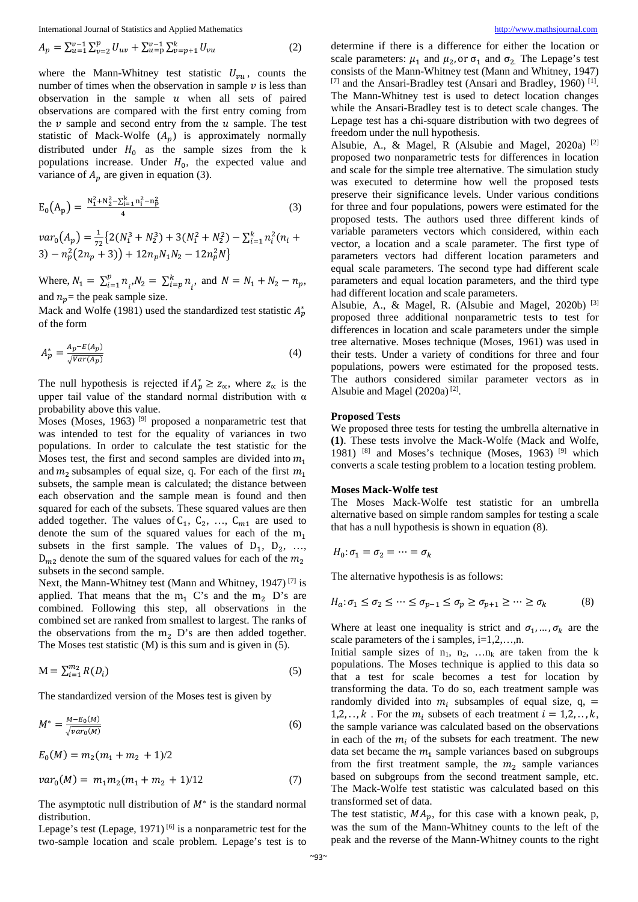$$A_p = \sum_{u=1}^{v-1}\sum_{v=2}^{p} U_{uv} + \sum_{u=p}^{v-1}\sum_{v=p+1}^{k} U_{vu} \tag{2}$$

where the Mann-Whitney test statistic $U_{vu}$, counts the number of times when the observation in sample $v$ is less than observation in the sample $u$ when all sets of paired observations are compared with the first entry coming from the $v$ sample and second entry from the $u$ sample. The test statistic of Mack-Wolfe $(A_p)$ is approximately normally distributed under $H_0$ as the sample sizes from the k populations increase. Under $H_0$, the expected value and variance of $A_p$ are given in equation (3).

$$E_0(A_p) = \frac{N_1^2 + N_2^2 - \sum_{i=1}^{k} n_i^2 - n_p^2}{4} \tag{3}$$

$$var_0(A_p) = \frac{1}{72}\{2(N_1^3 + N_2^3) + 3(N_1^2 + N_2^2) - \sum_{i=1}^{k} n_i^2(n_i + 3) - n_p^2(2n_p + 3)) + 12n_pN_1N_2 - 12n_p^2N\}$$

Where, $N_1 = \sum_{i=1}^{p} n_i$, $N_2 = \sum_{i=p}^{k} n_i$, and $N = N_1 + N_2 - n_p$, and $n_p$= the peak sample size.

Mack and Wolfe (1981) used the standardized test statistic $A_p^*$ of the form

$$A_p^* = \frac{A_p - E(A_p)}{\sqrt{Var(A_p)}} \tag{4}$$

The null hypothesis is rejected if $A_p^* \geq z_\alpha$, where $z_\alpha$ is the upper tail value of the standard normal distribution with α probability above this value.

Moses (Moses, 1963) [9] proposed a nonparametric test that was intended to test for the equality of variances in two populations. In order to calculate the test statistic for the Moses test, the first and second samples are divided into $m_1$ and $m_2$ subsamples of equal size, q. For each of the first $m_1$ subsets, the sample mean is calculated; the distance between each observation and the sample mean is found and then squared for each of the subsets. These squared values are then added together. The values of $C_1, C_2, \ldots, C_{m1}$ are used to denote the sum of the squared values for each of the $m_1$ subsets in the first sample. The values of $D_1, D_2, \ldots, D_{m2}$ denote the sum of the squared values for each of the $m_2$ subsets in the second sample.

Next, the Mann-Whitney test (Mann and Whitney, 1947) [7] is applied. That means that the $m_1$ C's and the $m_2$ D's are combined. Following this step, all observations in the combined set are ranked from smallest to largest. The ranks of the observations from the $m_2$ D's are then added together. The Moses test statistic (M) is this sum and is given in (5).

$$M = \sum_{i=1}^{m_2} R(D_i) \tag{5}$$

The standardized version of the Moses test is given by

$$M^* = \frac{M - E_0(M)}{\sqrt{var_0(M)}} \tag{6}$$

$$E_0(M) = m_2(m_1 + m_2 + 1)/2$$

$$var_0(M) = m_1m_2(m_1 + m_2 + 1)/12 \tag{7}$$

The asymptotic null distribution of $M^*$ is the standard normal distribution.

The test statistic (Lepage, 1971) [6] is a nonparametric test for the two-sample location and scale problem. Lepage's test is to determine if there is a difference for either the location or scale parameters: $\mu_1$ and $\mu_2$, or $\sigma_1$ and $\sigma_2$. The Lepage's test consists of the Mann-Whitney test (Mann and Whitney, 1947) [7] and the Ansari-Bradley test (Ansari and Bradley, 1960) [1]. The Mann-Whitney test is used to detect location changes while the Ansari-Bradley test is to detect scale changes. The Lepage test has a chi-square distribution with two degrees of freedom under the null hypothesis.

Alsubie, A., & Magel, R (Alsubie and Magel, 2020a) [2] proposed two nonparametric tests for differences in location and scale for the simple tree alternative. The simulation study was executed to determine how well the proposed tests preserve their significance levels. Under various conditions for three and four populations, powers were estimated for the proposed tests. The authors used three different kinds of variable parameters vectors which considered, within each vector, a location and a scale parameter. The first type of parameters vectors had different location parameters and equal scale parameters. The second type had different scale parameters and equal location parameters, and the third type had different location and scale parameters.

Alsubie, A., & Magel, R. (Alsubie and Magel, 2020b) [3] proposed three additional nonparametric tests to test for differences in location and scale parameters under the simple tree alternative. Moses technique (Moses, 1961) was used in their tests. Under a variety of conditions for three and four populations, powers were estimated for the proposed tests. The authors considered similar parameter vectors as in Alsubie and Magel (2020a) [2].

## Proposed Tests

We proposed three tests for testing the umbrella alternative in **(1)**. These tests involve the Mack-Wolfe (Mack and Wolfe, 1981) [8] and Moses's technique (Moses, 1963) [9] which converts a scale testing problem to a location testing problem.

### Moses Mack-Wolfe test

The Moses Mack-Wolfe test statistic for an umbrella alternative based on simple random samples for testing a scale that has a null hypothesis is shown in equation (8).

$$H_0: \sigma_1 = \sigma_2 = \cdots = \sigma_k$$

The alternative hypothesis is as follows:

$$H_a: \sigma_1 \leq \sigma_2 \leq \cdots \leq \sigma_{p-1} \leq \sigma_p \geq \sigma_{p+1} \geq \cdots \geq \sigma_k \tag{8}$$

Where at least one inequality is strict and $\sigma_1, \ldots, \sigma_k$ are the scale parameters of the i samples, i=1,2,…,n.

Initial sample sizes of $n_1, n_2, \ldots n_k$ are taken from the k populations. The Moses technique is applied to this data so that a test for scale becomes a test for location by transforming the data. To do so, each treatment sample was randomly divided into $m_i$ subsamples of equal size, q, $= 1,2,..,k$. For the $m_i$ subsets of each treatment $i = 1,2,..,k$, the sample variance was calculated based on the observations in each of the $m_i$ of the subsets for each treatment. The new data set became the $m_1$ sample variances based on subgroups from the first treatment sample, the $m_2$ sample variances based on subgroups from the second treatment sample, etc. The Mack-Wolfe test statistic was calculated based on this transformed set of data.

The test statistic, $MA_p$, for this case with a known peak, p, was the sum of the Mann-Whitney counts to the left of the peak and the reverse of the Mann-Whitney counts to the right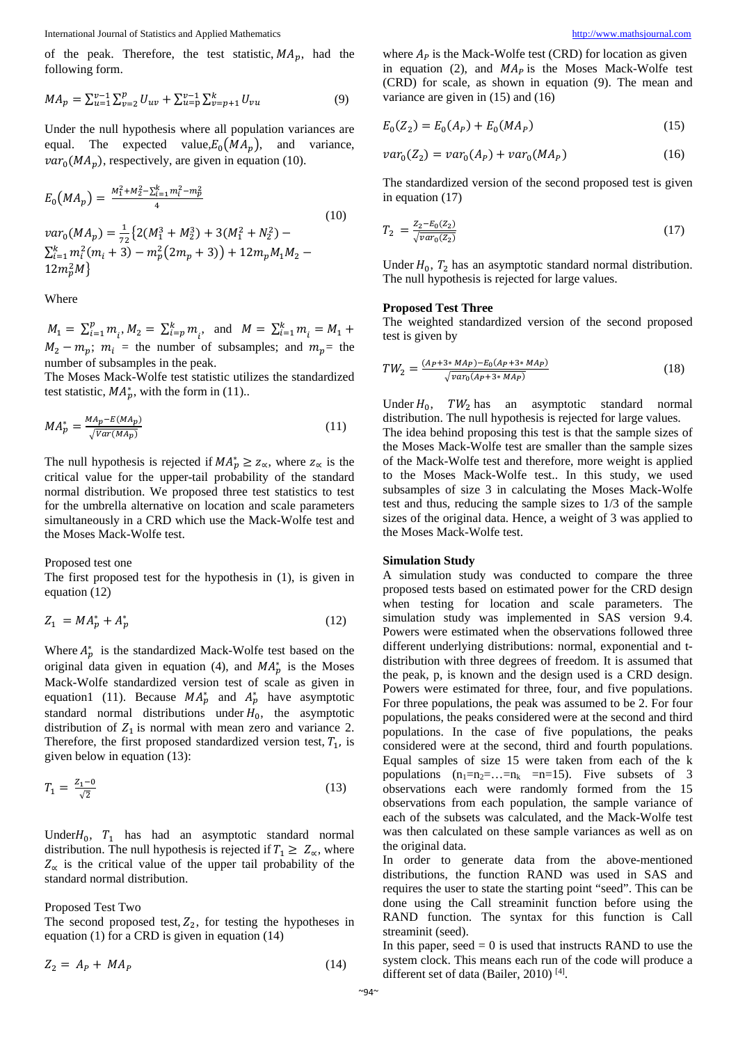of the peak. Therefore, the test statistic, $MA_p$, had the following form.

$$MA_p = \sum_{u=1}^{v-1}\sum_{v=2}^{p} U_{uv} + \sum_{u=p}^{v-1}\sum_{v=p+1}^{k} U_{vu} \tag{9}$$

Under the null hypothesis where all population variances are equal. The expected value, $E_0(MA_p)$, and variance, $var_0(MA_p)$, respectively, are given in equation (10).

$$E_0(MA_p) = \frac{M_1^2 + M_2^2 - \sum_{i=1}^{k} m_i^2 - m_p^2}{4}$$

$$var_0(MA_p) = \frac{1}{72}\{2(M_1^3 + M_2^3) + 3(M_1^2 + N_2^2) - \sum_{i=1}^{k} m_i^2(m_i + 3) - m_p^2(2m_p + 3)) + 12m_pM_1M_2 - 12m_p^2M\} \tag{10}$$

Where

$M_1 = \sum_{i=1}^{p} m_i$, $M_2 = \sum_{i=p}^{k} m_i$, and $M = \sum_{i=1}^{k} m_i = M_1 + M_2 - m_p$; $m_i$ = the number of subsamples; and $m_p$ = the number of subsamples in the peak.

The Moses Mack-Wolfe test statistic utilizes the standardized test statistic, $MA_p^*$, with the form in (11)..

$$MA_p^* = \frac{MA_p - E(MA_p)}{\sqrt{Var(MA_p)}} \tag{11}$$

The null hypothesis is rejected if $MA_p^* \geq z_\propto$, where $z_\propto$ is the critical value for the upper-tail probability of the standard normal distribution. We proposed three test statistics to test for the umbrella alternative on location and scale parameters simultaneously in a CRD which use the Mack-Wolfe test and the Moses Mack-Wolfe test.

Proposed test one

The first proposed test for the hypothesis in (1), is given in equation (12)

$$Z_1 = MA_p^* + A_p^* \tag{12}$$

Where $A_p^*$ is the standardized Mack-Wolfe test based on the original data given in equation (4), and $MA_p^*$ is the Moses Mack-Wolfe standardized version test of scale as given in equation1 (11). Because $MA_p^*$ and $A_p^*$ have asymptotic standard normal distributions under $H_0$, the asymptotic distribution of $Z_1$ is normal with mean zero and variance 2. Therefore, the first proposed standardized version test, $T_1$, is given below in equation (13):

$$T_1 = \frac{Z_1 - 0}{\sqrt{2}} \tag{13}$$

Under $H_0$, $T_1$ has had an asymptotic standard normal distribution. The null hypothesis is rejected if $T_1 \geq Z_\propto$, where $Z_\propto$ is the critical value of the upper tail probability of the standard normal distribution.

Proposed Test Two

The second proposed test, $Z_2$, for testing the hypotheses in equation (1) for a CRD is given in equation (14)

$$Z_2 = A_P + MA_P \tag{14}$$

where $A_P$ is the Mack-Wolfe test (CRD) for location as given in equation (2), and $MA_P$ is the Moses Mack-Wolfe test (CRD) for scale, as shown in equation (9). The mean and variance are given in (15) and (16)

$$E_0(Z_2) = E_0(A_P) + E_0(MA_P) \tag{15}$$

$$var_0(Z_2) = var_0(A_P) + var_0(MA_P) \tag{16}$$

The standardized version of the second proposed test is given in equation (17)

$$T_2 = \frac{Z_2 - E_0(Z_2)}{\sqrt{var_0(Z_2)}} \tag{17}$$

Under $H_0$, $T_2$ has an asymptotic standard normal distribution. The null hypothesis is rejected for large values.

**Proposed Test Three**

The weighted standardized version of the second proposed test is given by

$$TW_2 = \frac{(A_P + 3 * MA_P) - E_0(A_P + 3 * MA_P)}{\sqrt{var_0(A_P + 3 * MA_P)}} \tag{18}$$

Under $H_0$, $TW_2$ has an asymptotic standard normal distribution. The null hypothesis is rejected for large values.

The idea behind proposing this test is that the sample sizes of the Moses Mack-Wolfe test are smaller than the sample sizes of the Mack-Wolfe test and therefore, more weight is applied to the Moses Mack-Wolfe test.. In this study, we used subsamples of size 3 in calculating the Moses Mack-Wolfe test and thus, reducing the sample sizes to 1/3 of the sample sizes of the original data. Hence, a weight of 3 was applied to the Moses Mack-Wolfe test.

**Simulation Study**

A simulation study was conducted to compare the three proposed tests based on estimated power for the CRD design when testing for location and scale parameters. The simulation study was implemented in SAS version 9.4. Powers were estimated when the observations followed three different underlying distributions: normal, exponential and t-distribution with three degrees of freedom. It is assumed that the peak, p, is known and the design used is a CRD design. Powers were estimated for three, four, and five populations. For three populations, the peak was assumed to be 2. For four populations, the peaks considered were at the second and third populations. In the case of five populations, the peaks considered were at the second, third and fourth populations. Equal samples of size 15 were taken from each of the k populations ($n_1=n_2=\ldots=n_k$ =n=15). Five subsets of 3 observations each were randomly formed from the 15 observations from each population, the sample variance of each of the subsets was calculated, and the Mack-Wolfe test was then calculated on these sample variances as well as on the original data.

In order to generate data from the above-mentioned distributions, the function RAND was used in SAS and requires the user to state the starting point "seed". This can be done using the Call streaminit function before using the RAND function. The syntax for this function is Call streaminit (seed).

In this paper, seed = 0 is used that instructs RAND to use the system clock. This means each run of the code will produce a different set of data (Bailer, 2010) [4].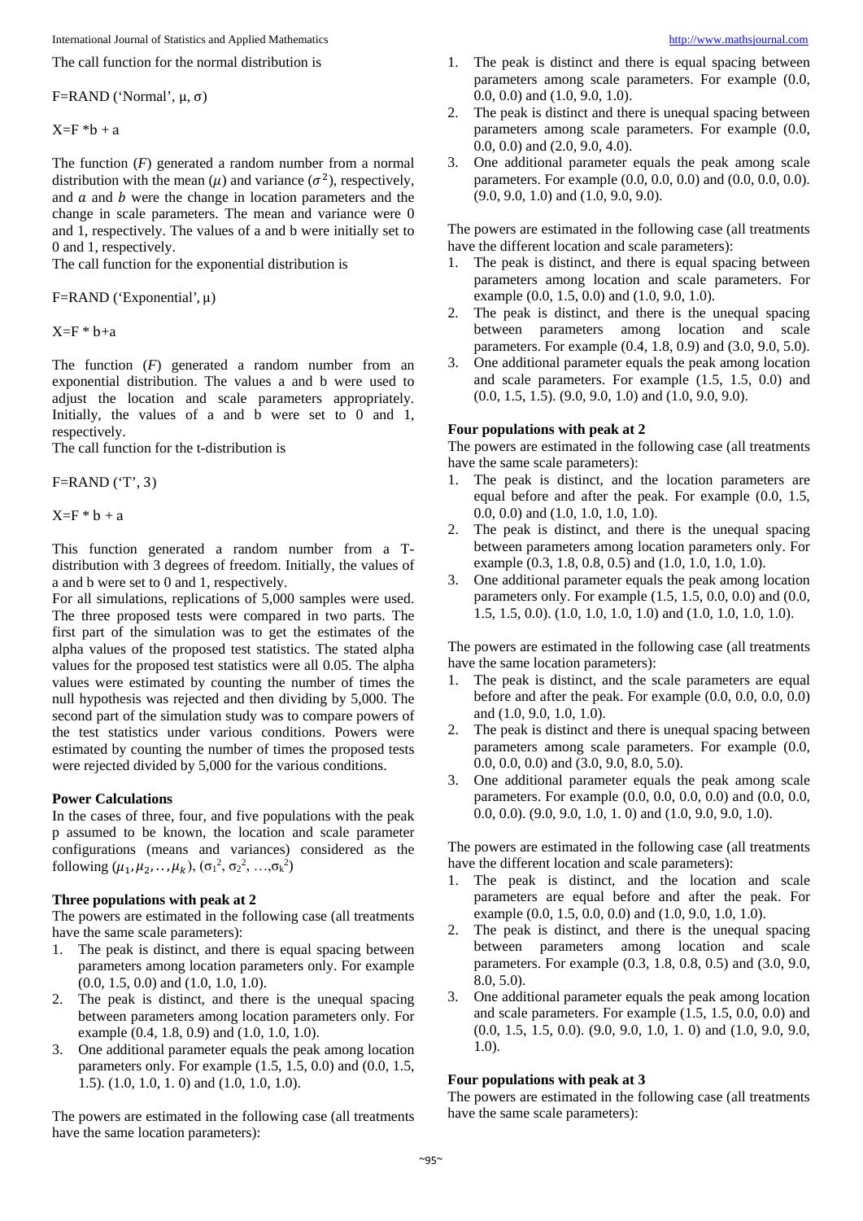The call function for the normal distribution is

F=RAND ('Normal', μ, σ)

X=F *b + a

The function ($F$) generated a random number from a normal distribution with the mean ($\mu$) and variance ($\sigma^2$), respectively, and $a$ and $b$ were the change in location parameters and the change in scale parameters. The mean and variance were 0 and 1, respectively. The values of a and b were initially set to 0 and 1, respectively.
The call function for the exponential distribution is

F=RAND ('Exponential', μ)

X=F * b+a

The function ($F$) generated a random number from an exponential distribution. The values a and b were used to adjust the location and scale parameters appropriately. Initially, the values of a and b were set to 0 and 1, respectively.
The call function for the t-distribution is

F=RAND ('T', 3)

X=F * b + a

This function generated a random number from a T-distribution with 3 degrees of freedom. Initially, the values of a and b were set to 0 and 1, respectively.
For all simulations, replications of 5,000 samples were used. The three proposed tests were compared in two parts. The first part of the simulation was to get the estimates of the alpha values of the proposed test statistics. The stated alpha values for the proposed test statistics were all 0.05. The alpha values were estimated by counting the number of times the null hypothesis was rejected and then dividing by 5,000. The second part of the simulation study was to compare powers of the test statistics under various conditions. Powers were estimated by counting the number of times the proposed tests were rejected divided by 5,000 for the various conditions.

**Power Calculations**

In the cases of three, four, and five populations with the peak p assumed to be known, the location and scale parameter configurations (means and variances) considered as the following $(\mu_1, \mu_2, .., \mu_k)$, $(\sigma_1^2, \sigma_2^2, \ldots, \sigma_k^2)$

**Three populations with peak at 2**

The powers are estimated in the following case (all treatments have the same scale parameters):

1. The peak is distinct, and there is equal spacing between parameters among location parameters only. For example (0.0, 1.5, 0.0) and (1.0, 1.0, 1.0).
2. The peak is distinct, and there is the unequal spacing between parameters among location parameters only. For example (0.4, 1.8, 0.9) and (1.0, 1.0, 1.0).
3. One additional parameter equals the peak among location parameters only. For example (1.5, 1.5, 0.0) and (0.0, 1.5, 1.5). (1.0, 1.0, 1. 0) and (1.0, 1.0, 1.0).

The powers are estimated in the following case (all treatments have the same location parameters):

1. The peak is distinct and there is equal spacing between parameters among scale parameters. For example (0.0, 0.0, 0.0) and (1.0, 9.0, 1.0).
2. The peak is distinct and there is unequal spacing between parameters among scale parameters. For example (0.0, 0.0, 0.0) and (2.0, 9.0, 4.0).
3. One additional parameter equals the peak among scale parameters. For example (0.0, 0.0, 0.0) and (0.0, 0.0, 0.0). (9.0, 9.0, 1.0) and (1.0, 9.0, 9.0).

The powers are estimated in the following case (all treatments have the different location and scale parameters):

1. The peak is distinct, and there is equal spacing between parameters among location and scale parameters. For example (0.0, 1.5, 0.0) and (1.0, 9.0, 1.0).
2. The peak is distinct, and there is the unequal spacing between parameters among location and scale parameters. For example (0.4, 1.8, 0.9) and (3.0, 9.0, 5.0).
3. One additional parameter equals the peak among location and scale parameters. For example (1.5, 1.5, 0.0) and (0.0, 1.5, 1.5). (9.0, 9.0, 1.0) and (1.0, 9.0, 9.0).

**Four populations with peak at 2**

The powers are estimated in the following case (all treatments have the same scale parameters):

1. The peak is distinct, and the location parameters are equal before and after the peak. For example (0.0, 1.5, 0.0, 0.0) and (1.0, 1.0, 1.0, 1.0).
2. The peak is distinct, and there is the unequal spacing between parameters among location parameters only. For example (0.3, 1.8, 0.8, 0.5) and (1.0, 1.0, 1.0, 1.0).
3. One additional parameter equals the peak among location parameters only. For example (1.5, 1.5, 0.0, 0.0) and (0.0, 1.5, 1.5, 0.0). (1.0, 1.0, 1.0, 1.0) and (1.0, 1.0, 1.0, 1.0).

The powers are estimated in the following case (all treatments have the same location parameters):

1. The peak is distinct, and the scale parameters are equal before and after the peak. For example (0.0, 0.0, 0.0, 0.0) and (1.0, 9.0, 1.0, 1.0).
2. The peak is distinct and there is unequal spacing between parameters among scale parameters. For example (0.0, 0.0, 0.0, 0.0) and (3.0, 9.0, 8.0, 5.0).
3. One additional parameter equals the peak among scale parameters. For example (0.0, 0.0, 0.0, 0.0) and (0.0, 0.0, 0.0, 0.0). (9.0, 9.0, 1.0, 1. 0) and (1.0, 9.0, 9.0, 1.0).

The powers are estimated in the following case (all treatments have the different location and scale parameters):

1. The peak is distinct, and the location and scale parameters are equal before and after the peak. For example (0.0, 1.5, 0.0, 0.0) and (1.0, 9.0, 1.0, 1.0).
2. The peak is distinct, and there is the unequal spacing between parameters among location and scale parameters. For example (0.3, 1.8, 0.8, 0.5) and (3.0, 9.0, 8.0, 5.0).
3. One additional parameter equals the peak among location and scale parameters. For example (1.5, 1.5, 0.0, 0.0) and (0.0, 1.5, 1.5, 0.0). (9.0, 9.0, 1.0, 1. 0) and (1.0, 9.0, 9.0, 1.0).

**Four populations with peak at 3**

The powers are estimated in the following case (all treatments have the same scale parameters):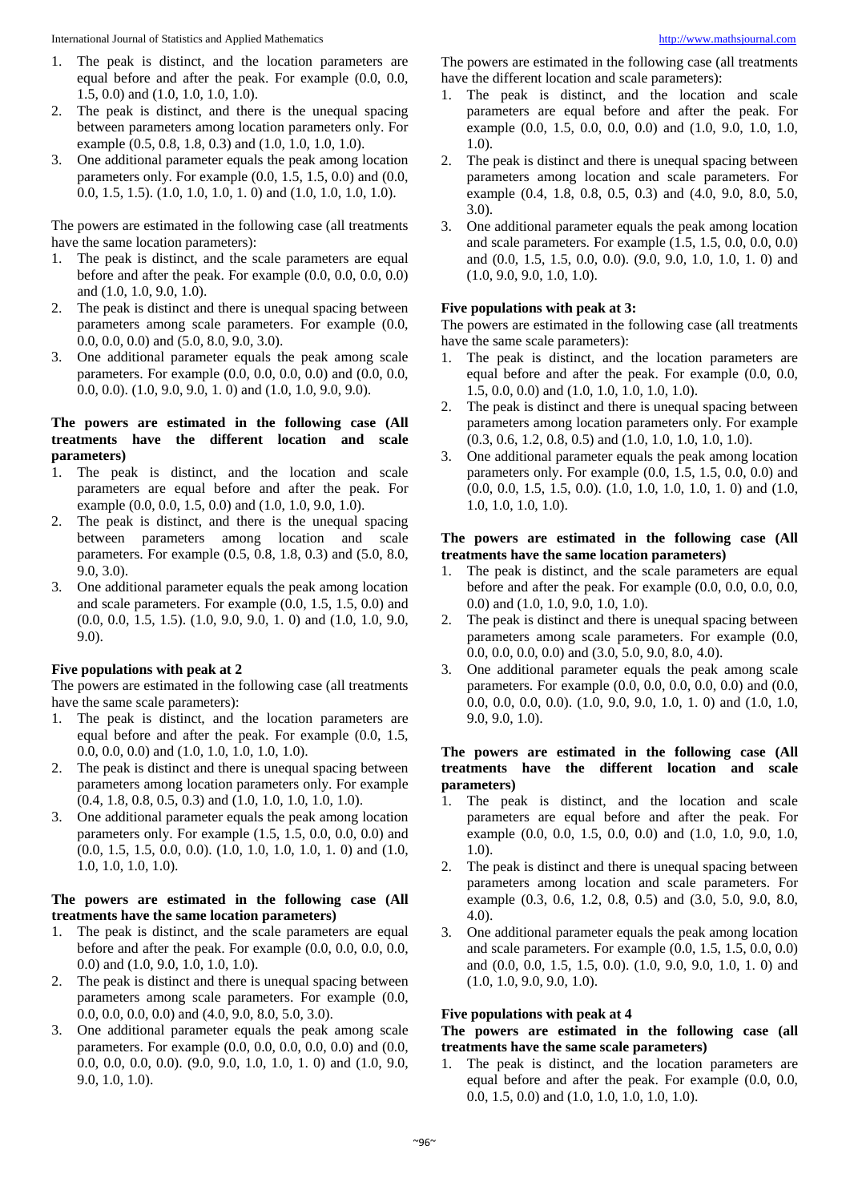1. The peak is distinct, and the location parameters are equal before and after the peak. For example (0.0, 0.0, 1.5, 0.0) and (1.0, 1.0, 1.0, 1.0).
2. The peak is distinct, and there is the unequal spacing between parameters among location parameters only. For example (0.5, 0.8, 1.8, 0.3) and (1.0, 1.0, 1.0, 1.0).
3. One additional parameter equals the peak among location parameters only. For example (0.0, 1.5, 1.5, 0.0) and (0.0, 0.0, 1.5, 1.5). (1.0, 1.0, 1.0, 1. 0) and (1.0, 1.0, 1.0, 1.0).

The powers are estimated in the following case (all treatments have the same location parameters):

1. The peak is distinct, and the scale parameters are equal before and after the peak. For example (0.0, 0.0, 0.0, 0.0) and (1.0, 1.0, 9.0, 1.0).
2. The peak is distinct and there is unequal spacing between parameters among scale parameters. For example (0.0, 0.0, 0.0, 0.0) and (5.0, 8.0, 9.0, 3.0).
3. One additional parameter equals the peak among scale parameters. For example (0.0, 0.0, 0.0, 0.0) and (0.0, 0.0, 0.0, 0.0). (1.0, 9.0, 9.0, 1. 0) and (1.0, 1.0, 9.0, 9.0).

**The powers are estimated in the following case (All treatments have the different location and scale parameters)**

1. The peak is distinct, and the location and scale parameters are equal before and after the peak. For example (0.0, 0.0, 1.5, 0.0) and (1.0, 1.0, 9.0, 1.0).
2. The peak is distinct, and there is the unequal spacing between parameters among location and scale parameters. For example (0.5, 0.8, 1.8, 0.3) and (5.0, 8.0, 9.0, 3.0).
3. One additional parameter equals the peak among location and scale parameters. For example (0.0, 1.5, 1.5, 0.0) and (0.0, 0.0, 1.5, 1.5). (1.0, 9.0, 9.0, 1. 0) and (1.0, 1.0, 9.0, 9.0).

**Five populations with peak at 2**

The powers are estimated in the following case (all treatments have the same scale parameters):

1. The peak is distinct, and the location parameters are equal before and after the peak. For example (0.0, 1.5, 0.0, 0.0, 0.0) and (1.0, 1.0, 1.0, 1.0, 1.0).
2. The peak is distinct and there is unequal spacing between parameters among location parameters only. For example (0.4, 1.8, 0.8, 0.5, 0.3) and (1.0, 1.0, 1.0, 1.0, 1.0).
3. One additional parameter equals the peak among location parameters only. For example (1.5, 1.5, 0.0, 0.0, 0.0) and (0.0, 1.5, 1.5, 0.0, 0.0). (1.0, 1.0, 1.0, 1.0, 1. 0) and (1.0, 1.0, 1.0, 1.0, 1.0).

**The powers are estimated in the following case (All treatments have the same location parameters)**

1. The peak is distinct, and the scale parameters are equal before and after the peak. For example (0.0, 0.0, 0.0, 0.0, 0.0) and (1.0, 9.0, 1.0, 1.0, 1.0).
2. The peak is distinct and there is unequal spacing between parameters among scale parameters. For example (0.0, 0.0, 0.0, 0.0, 0.0) and (4.0, 9.0, 8.0, 5.0, 3.0).
3. One additional parameter equals the peak among scale parameters. For example (0.0, 0.0, 0.0, 0.0, 0.0) and (0.0, 0.0, 0.0, 0.0, 0.0). (9.0, 9.0, 1.0, 1.0, 1. 0) and (1.0, 9.0, 9.0, 1.0, 1.0).

The powers are estimated in the following case (all treatments have the different location and scale parameters):

1. The peak is distinct, and the location and scale parameters are equal before and after the peak. For example (0.0, 1.5, 0.0, 0.0, 0.0) and (1.0, 9.0, 1.0, 1.0, 1.0).
2. The peak is distinct and there is unequal spacing between parameters among location and scale parameters. For example (0.4, 1.8, 0.8, 0.5, 0.3) and (4.0, 9.0, 8.0, 5.0, 3.0).
3. One additional parameter equals the peak among location and scale parameters. For example (1.5, 1.5, 0.0, 0.0, 0.0) and (0.0, 1.5, 1.5, 0.0, 0.0). (9.0, 9.0, 1.0, 1.0, 1. 0) and (1.0, 9.0, 9.0, 1.0, 1.0).

**Five populations with peak at 3:**

The powers are estimated in the following case (all treatments have the same scale parameters):

1. The peak is distinct, and the location parameters are equal before and after the peak. For example (0.0, 0.0, 1.5, 0.0, 0.0) and (1.0, 1.0, 1.0, 1.0, 1.0).
2. The peak is distinct and there is unequal spacing between parameters among location parameters only. For example (0.3, 0.6, 1.2, 0.8, 0.5) and (1.0, 1.0, 1.0, 1.0, 1.0).
3. One additional parameter equals the peak among location parameters only. For example (0.0, 1.5, 1.5, 0.0, 0.0) and (0.0, 0.0, 1.5, 1.5, 0.0). (1.0, 1.0, 1.0, 1.0, 1. 0) and (1.0, 1.0, 1.0, 1.0, 1.0).

**The powers are estimated in the following case (All treatments have the same location parameters)**

1. The peak is distinct, and the scale parameters are equal before and after the peak. For example (0.0, 0.0, 0.0, 0.0, 0.0) and (1.0, 1.0, 9.0, 1.0, 1.0).
2. The peak is distinct and there is unequal spacing between parameters among scale parameters. For example (0.0, 0.0, 0.0, 0.0, 0.0) and (3.0, 5.0, 9.0, 8.0, 4.0).
3. One additional parameter equals the peak among scale parameters. For example (0.0, 0.0, 0.0, 0.0, 0.0) and (0.0, 0.0, 0.0, 0.0, 0.0). (1.0, 9.0, 9.0, 1.0, 1. 0) and (1.0, 1.0, 9.0, 9.0, 1.0).

**The powers are estimated in the following case (All treatments have the different location and scale parameters)**

1. The peak is distinct, and the location and scale parameters are equal before and after the peak. For example (0.0, 0.0, 1.5, 0.0, 0.0) and (1.0, 1.0, 9.0, 1.0, 1.0).
2. The peak is distinct and there is unequal spacing between parameters among location and scale parameters. For example (0.3, 0.6, 1.2, 0.8, 0.5) and (3.0, 5.0, 9.0, 8.0, 4.0).
3. One additional parameter equals the peak among location and scale parameters. For example (0.0, 1.5, 1.5, 0.0, 0.0) and (0.0, 0.0, 1.5, 1.5, 0.0). (1.0, 9.0, 9.0, 1.0, 1. 0) and (1.0, 1.0, 9.0, 9.0, 1.0).

**Five populations with peak at 4**

**The powers are estimated in the following case (all treatments have the same scale parameters)**

1. The peak is distinct, and the location parameters are equal before and after the peak. For example (0.0, 0.0, 0.0, 1.5, 0.0) and (1.0, 1.0, 1.0, 1.0, 1.0).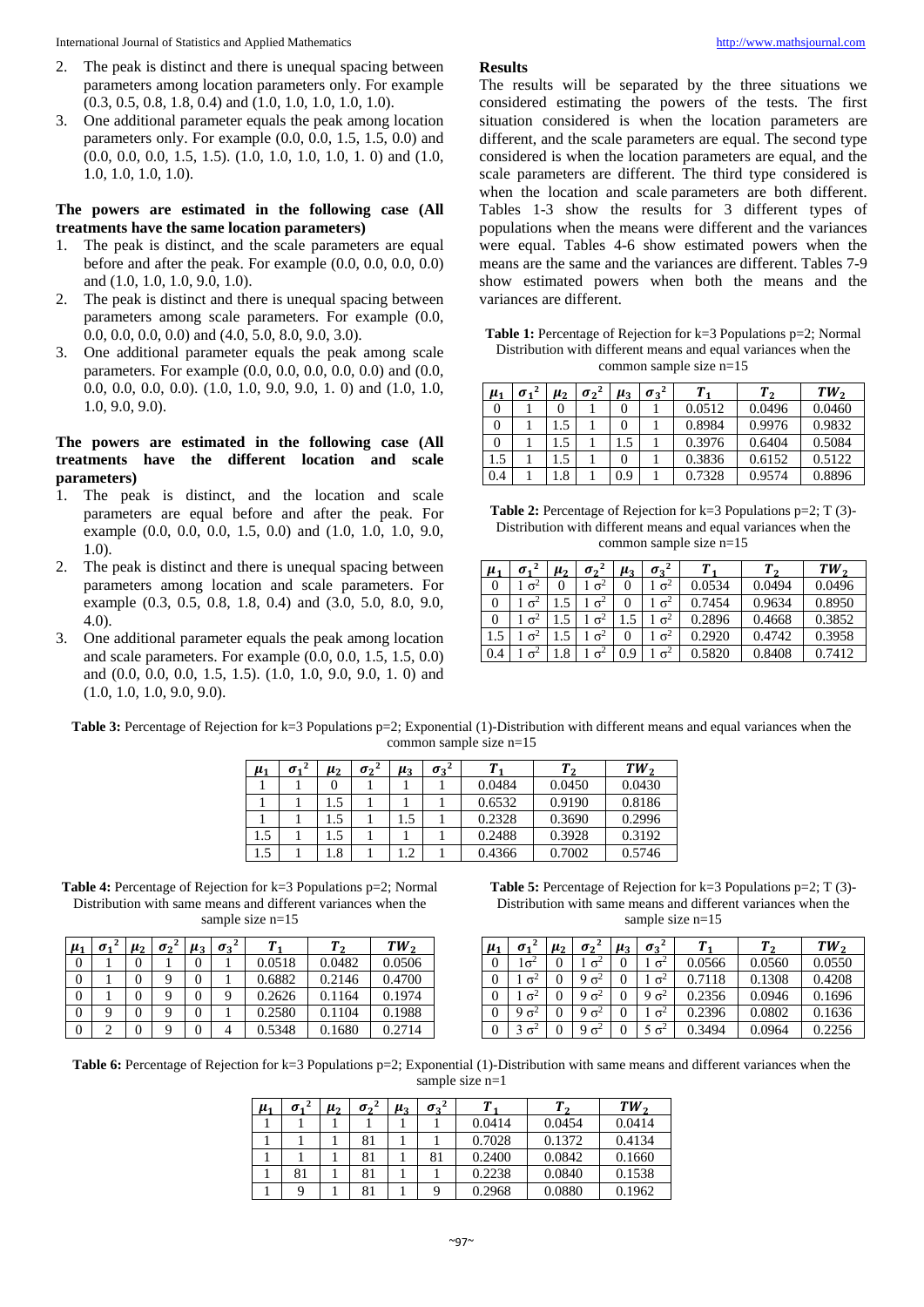2. The peak is distinct and there is unequal spacing between parameters among location parameters only. For example (0.3, 0.5, 0.8, 1.8, 0.4) and (1.0, 1.0, 1.0, 1.0, 1.0).
3. One additional parameter equals the peak among location parameters only. For example (0.0, 0.0, 1.5, 1.5, 0.0) and (0.0, 0.0, 0.0, 1.5, 1.5). (1.0, 1.0, 1.0, 1.0, 1. 0) and (1.0, 1.0, 1.0, 1.0, 1.0).

**The powers are estimated in the following case (All treatments have the same location parameters)**

1. The peak is distinct, and the scale parameters are equal before and after the peak. For example (0.0, 0.0, 0.0, 0.0) and (1.0, 1.0, 1.0, 9.0, 1.0).
2. The peak is distinct and there is unequal spacing between parameters among scale parameters. For example (0.0, 0.0, 0.0, 0.0, 0.0) and (4.0, 5.0, 8.0, 9.0, 3.0).
3. One additional parameter equals the peak among scale parameters. For example (0.0, 0.0, 0.0, 0.0, 0.0) and (0.0, 0.0, 0.0, 0.0, 0.0). (1.0, 1.0, 9.0, 9.0, 1. 0) and (1.0, 1.0, 1.0, 9.0, 9.0).

**The powers are estimated in the following case (All treatments have the different location and scale parameters)**

1. The peak is distinct, and the location and scale parameters are equal before and after the peak. For example (0.0, 0.0, 0.0, 1.5, 0.0) and (1.0, 1.0, 1.0, 9.0, 1.0).
2. The peak is distinct and there is unequal spacing between parameters among location and scale parameters. For example (0.3, 0.5, 0.8, 1.8, 0.4) and (3.0, 5.0, 8.0, 9.0, 4.0).
3. One additional parameter equals the peak among location and scale parameters. For example (0.0, 0.0, 1.5, 1.5, 0.0) and (0.0, 0.0, 0.0, 1.5, 1.5). (1.0, 1.0, 9.0, 9.0, 1. 0) and (1.0, 1.0, 1.0, 9.0, 9.0).

**Results**

The results will be separated by the three situations we considered estimating the powers of the tests. The first situation considered is when the location parameters are different, and the scale parameters are equal. The second type considered is when the location parameters are equal, and the scale parameters are different. The third type considered is when the location and scale parameters are both different. Tables 1-3 show the results for 3 different types of populations when the means were different and the variances were equal. Tables 4-6 show estimated powers when the means are the same and the variances are different. Tables 7-9 show estimated powers when both the means and the variances are different.

**Table 1:** Percentage of Rejection for k=3 Populations p=2; Normal Distribution with different means and equal variances when the common sample size n=15

| $\mu_1$ | $\sigma_1^2$ | $\mu_2$ | $\sigma_2^2$ | $\mu_3$ | $\sigma_3^2$ | $T_1$ | $T_2$ | $TW_2$ |
|---|---|---|---|---|---|---|---|---|
| 0 | 1 | 0 | 1 | 0 | 1 | 0.0512 | 0.0496 | 0.0460 |
| 0 | 1 | 1.5 | 1 | 0 | 1 | 0.8984 | 0.9976 | 0.9832 |
| 0 | 1 | 1.5 | 1 | 1.5 | 1 | 0.3976 | 0.6404 | 0.5084 |
| 1.5 | 1 | 1.5 | 1 | 0 | 1 | 0.3836 | 0.6152 | 0.5122 |
| 0.4 | 1 | 1.8 | 1 | 0.9 | 1 | 0.7328 | 0.9574 | 0.8896 |

**Table 2:** Percentage of Rejection for k=3 Populations p=2; T (3)-Distribution with different means and equal variances when the common sample size n=15

| $\mu_1$ | $\sigma_1^2$ | $\mu_2$ | $\sigma_2^2$ | $\mu_3$ | $\sigma_3^2$ | $T_1$ | $T_2$ | $TW_2$ |
|---|---|---|---|---|---|---|---|---|
| 0 | $1\ \sigma^2$ | 0 | $1\ \sigma^2$ | 0 | $1\ \sigma^2$ | 0.0534 | 0.0494 | 0.0496 |
| 0 | $1\ \sigma^2$ | 1.5 | $1\ \sigma^2$ | 0 | $1\ \sigma^2$ | 0.7454 | 0.9634 | 0.8950 |
| 0 | $1\ \sigma^2$ | 1.5 | $1\ \sigma^2$ | 1.5 | $1\ \sigma^2$ | 0.2896 | 0.4668 | 0.3852 |
| 1.5 | $1\ \sigma^2$ | 1.5 | $1\ \sigma^2$ | 0 | $1\ \sigma^2$ | 0.2920 | 0.4742 | 0.3958 |
| 0.4 | $1\ \sigma^2$ | 1.8 | $1\ \sigma^2$ | 0.9 | $1\ \sigma^2$ | 0.5820 | 0.8408 | 0.7412 |

**Table 3:** Percentage of Rejection for k=3 Populations p=2; Exponential (1)-Distribution with different means and equal variances when the common sample size n=15

| $\mu_1$ | $\sigma_1^2$ | $\mu_2$ | $\sigma_2^2$ | $\mu_3$ | $\sigma_3^2$ | $T_1$ | $T_2$ | $TW_2$ |
|---|---|---|---|---|---|---|---|---|
| 1 | 1 | 0 | 1 | 1 | 1 | 0.0484 | 0.0450 | 0.0430 |
| 1 | 1 | 1.5 | 1 | 1 | 1 | 0.6532 | 0.9190 | 0.8186 |
| 1 | 1 | 1.5 | 1 | 1.5 | 1 | 0.2328 | 0.3690 | 0.2996 |
| 1.5 | 1 | 1.5 | 1 | 1 | 1 | 0.2488 | 0.3928 | 0.3192 |
| 1.5 | 1 | 1.8 | 1 | 1.2 | 1 | 0.4366 | 0.7002 | 0.5746 |

**Table 4:** Percentage of Rejection for k=3 Populations p=2; Normal Distribution with same means and different variances when the sample size n=15

| $\mu_1$ | $\sigma_1^2$ | $\mu_2$ | $\sigma_2^2$ | $\mu_3$ | $\sigma_3^2$ | $T_1$ | $T_2$ | $TW_2$ |
|---|---|---|---|---|---|---|---|---|
| 0 | 1 | 0 | 1 | 0 | 1 | 0.0518 | 0.0482 | 0.0506 |
| 0 | 1 | 0 | 9 | 0 | 1 | 0.6882 | 0.2146 | 0.4700 |
| 0 | 1 | 0 | 9 | 0 | 9 | 0.2626 | 0.1164 | 0.1974 |
| 0 | 9 | 0 | 9 | 0 | 1 | 0.2580 | 0.1104 | 0.1988 |
| 0 | 2 | 0 | 9 | 0 | 4 | 0.5348 | 0.1680 | 0.2714 |

**Table 5:** Percentage of Rejection for k=3 Populations p=2; T (3)-Distribution with same means and different variances when the sample size n=15

| $\mu_1$ | $\sigma_1^2$ | $\mu_2$ | $\sigma_2^2$ | $\mu_3$ | $\sigma_3^2$ | $T_1$ | $T_2$ | $TW_2$ |
|---|---|---|---|---|---|---|---|---|
| 0 | $1\sigma^2$ | 0 | $1\ \sigma^2$ | 0 | $1\ \sigma^2$ | 0.0566 | 0.0560 | 0.0550 |
| 0 | $1\ \sigma^2$ | 0 | $9\ \sigma^2$ | 0 | $1\ \sigma^2$ | 0.7118 | 0.1308 | 0.4208 |
| 0 | $1\ \sigma^2$ | 0 | $9\ \sigma^2$ | 0 | $9\ \sigma^2$ | 0.2356 | 0.0946 | 0.1696 |
| 0 | $9\ \sigma^2$ | 0 | $9\ \sigma^2$ | 0 | $1\ \sigma^2$ | 0.2396 | 0.0802 | 0.1636 |
| 0 | $3\ \sigma^2$ | 0 | $9\ \sigma^2$ | 0 | $5\ \sigma^2$ | 0.3494 | 0.0964 | 0.2256 |

**Table 6:** Percentage of Rejection for k=3 Populations p=2; Exponential (1)-Distribution with same means and different variances when the sample size n=1

| $\mu_1$ | $\sigma_1^2$ | $\mu_2$ | $\sigma_2^2$ | $\mu_3$ | $\sigma_3^2$ | $T_1$ | $T_2$ | $TW_2$ |
|---|---|---|---|---|---|---|---|---|
| 1 | 1 | 1 | 1 | 1 | 1 | 0.0414 | 0.0454 | 0.0414 |
| 1 | 1 | 1 | 81 | 1 | 1 | 0.7028 | 0.1372 | 0.4134 |
| 1 | 1 | 1 | 81 | 1 | 81 | 0.2400 | 0.0842 | 0.1660 |
| 1 | 81 | 1 | 81 | 1 | 1 | 0.2238 | 0.0840 | 0.1538 |
| 1 | 9 | 1 | 81 | 1 | 9 | 0.2968 | 0.0880 | 0.1962 |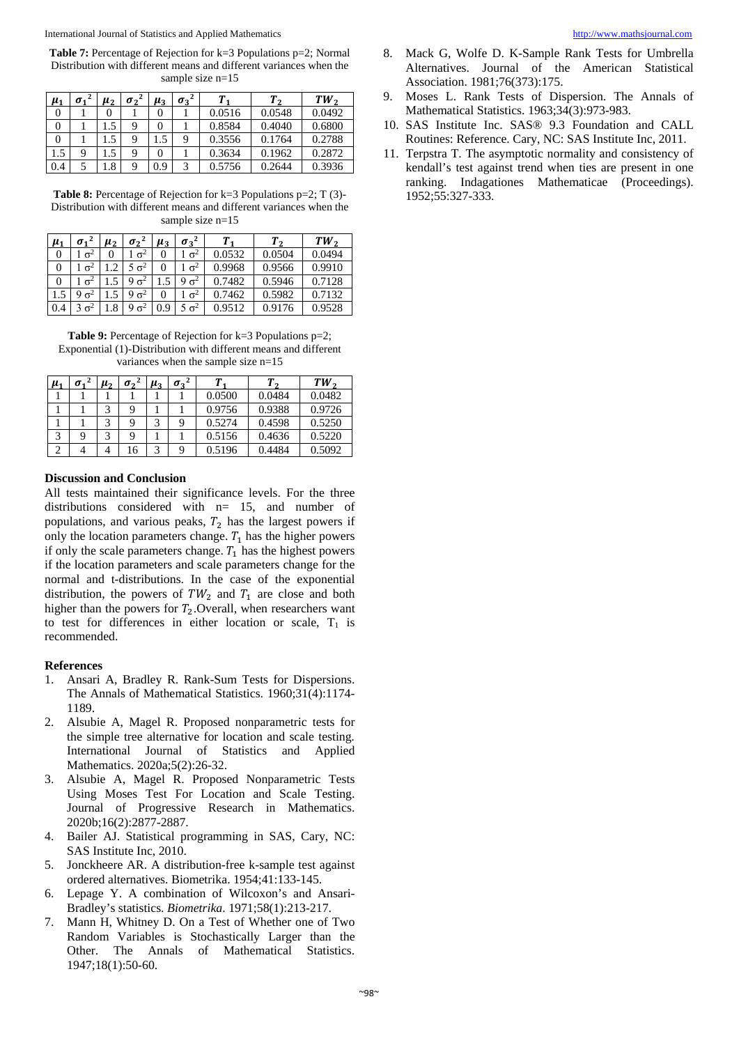**Table 7:** Percentage of Rejection for k=3 Populations p=2; Normal Distribution with different means and different variances when the sample size n=15

| $\mu_1$ | $\sigma_1{}^2$ | $\mu_2$ | $\sigma_2{}^2$ | $\mu_3$ | $\sigma_3{}^2$ | $T_1$ | $T_2$ | $TW_2$ |
|---|---|---|---|---|---|---|---|---|
| 0 | 1 | 0 | 1 | 0 | 1 | 0.0516 | 0.0548 | 0.0492 |
| 0 | 1 | 1.5 | 9 | 0 | 1 | 0.8584 | 0.4040 | 0.6800 |
| 0 | 1 | 1.5 | 9 | 1.5 | 9 | 0.3556 | 0.1764 | 0.2788 |
| 1.5 | 9 | 1.5 | 9 | 0 | 1 | 0.3634 | 0.1962 | 0.2872 |
| 0.4 | 5 | 1.8 | 9 | 0.9 | 3 | 0.5756 | 0.2644 | 0.3936 |

**Table 8:** Percentage of Rejection for k=3 Populations p=2; T (3)-Distribution with different means and different variances when the sample size n=15

| $\mu_1$ | $\sigma_1{}^2$ | $\mu_2$ | $\sigma_2{}^2$ | $\mu_3$ | $\sigma_3{}^2$ | $T_1$ | $T_2$ | $TW_2$ |
|---|---|---|---|---|---|---|---|---|
| 0 | $1\ \sigma^2$ | 0 | $1\ \sigma^2$ | 0 | $1\ \sigma^2$ | 0.0532 | 0.0504 | 0.0494 |
| 0 | $1\ \sigma^2$ | 1.2 | $5\ \sigma^2$ | 0 | $1\ \sigma^2$ | 0.9968 | 0.9566 | 0.9910 |
| 0 | $1\ \sigma^2$ | 1.5 | $9\ \sigma^2$ | 1.5 | $9\ \sigma^2$ | 0.7482 | 0.5946 | 0.7128 |
| 1.5 | $9\ \sigma^2$ | 1.5 | $9\ \sigma^2$ | 0 | $1\ \sigma^2$ | 0.7462 | 0.5982 | 0.7132 |
| 0.4 | $3\ \sigma^2$ | 1.8 | $9\ \sigma^2$ | 0.9 | $5\ \sigma^2$ | 0.9512 | 0.9176 | 0.9528 |

**Table 9:** Percentage of Rejection for k=3 Populations p=2; Exponential (1)-Distribution with different means and different variances when the sample size n=15

| $\mu_1$ | $\sigma_1{}^2$ | $\mu_2$ | $\sigma_2{}^2$ | $\mu_3$ | $\sigma_3{}^2$ | $T_1$ | $T_2$ | $TW_2$ |
|---|---|---|---|---|---|---|---|---|
| 1 | 1 | 1 | 1 | 1 | 1 | 0.0500 | 0.0484 | 0.0482 |
| 1 | 1 | 3 | 9 | 1 | 1 | 0.9756 | 0.9388 | 0.9726 |
| 1 | 1 | 3 | 9 | 3 | 9 | 0.5274 | 0.4598 | 0.5250 |
| 3 | 9 | 3 | 9 | 1 | 1 | 0.5156 | 0.4636 | 0.5220 |
| 2 | 4 | 4 | 16 | 3 | 9 | 0.5196 | 0.4484 | 0.5092 |

### Discussion and Conclusion

All tests maintained their significance levels. For the three distributions considered with n= 15, and number of populations, and various peaks, $T_2$ has the largest powers if only the location parameters change. $T_1$ has the higher powers if only the scale parameters change. $T_1$ has the highest powers if the location parameters and scale parameters change for the normal and t-distributions. In the case of the exponential distribution, the powers of $TW_2$ and $T_1$ are close and both higher than the powers for $T_2$.Overall, when researchers want to test for differences in either location or scale, $T_1$ is recommended.

### References

1. Ansari A, Bradley R. Rank-Sum Tests for Dispersions. The Annals of Mathematical Statistics. 1960;31(4):1174-1189.
2. Alsubie A, Magel R. Proposed nonparametric tests for the simple tree alternative for location and scale testing. International Journal of Statistics and Applied Mathematics. 2020a;5(2):26-32.
3. Alsubie A, Magel R. Proposed Nonparametric Tests Using Moses Test For Location and Scale Testing. Journal of Progressive Research in Mathematics. 2020b;16(2):2877-2887.
4. Bailer AJ. Statistical programming in SAS, Cary, NC: SAS Institute Inc, 2010.
5. Jonckheere AR. A distribution-free k-sample test against ordered alternatives. Biometrika. 1954;41:133-145.
6. Lepage Y. A combination of Wilcoxon's and Ansari-Bradley's statistics. *Biometrika*. 1971;58(1):213-217.
7. Mann H, Whitney D. On a Test of Whether one of Two Random Variables is Stochastically Larger than the Other. The Annals of Mathematical Statistics. 1947;18(1):50-60.
8. Mack G, Wolfe D. K-Sample Rank Tests for Umbrella Alternatives. Journal of the American Statistical Association. 1981;76(373):175.
9. Moses L. Rank Tests of Dispersion. The Annals of Mathematical Statistics. 1963;34(3):973-983.
10. SAS Institute Inc. SAS® 9.3 Foundation and CALL Routines: Reference. Cary, NC: SAS Institute Inc, 2011.
11. Terpstra T. The asymptotic normality and consistency of kendall's test against trend when ties are present in one ranking. Indagationes Mathematicae (Proceedings). 1952;55:327-333.